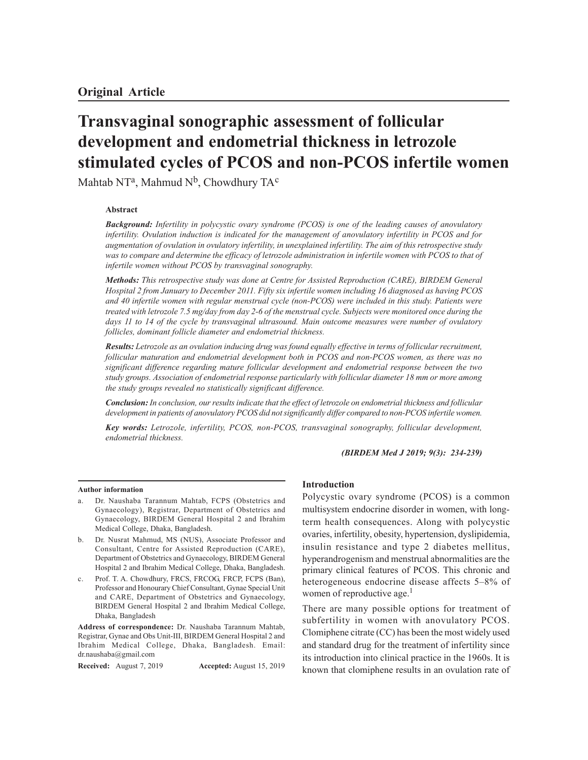**Original Article**

# Transvaginal sonographic assessment of follicular development and endometrial thickness in letrozole stimulated cycles of PCOS and non-PCOS infertile women

Mahtab NT[a], Mahmud N[b], Chowdhury TA[c]

### Abstract

***Background:*** *Infertility in polycystic ovary syndrome (PCOS) is one of the leading causes of anovulatory infertility. Ovulation induction is indicated for the management of anovulatory infertility in PCOS and for augmentation of ovulation in ovulatory infertility, in unexplained infertility. The aim of this retrospective study was to compare and determine the efficacy of letrozole administration in infertile women with PCOS to that of infertile women without PCOS by transvaginal sonography.*

***Methods:*** *This retrospective study was done at Centre for Assisted Reproduction (CARE), BIRDEM General Hospital 2 from January to December 2011. Fifty six infertile women including 16 diagnosed as having PCOS and 40 infertile women with regular menstrual cycle (non-PCOS) were included in this study. Patients were treated with letrozole 7.5 mg/day from day 2-6 of the menstrual cycle. Subjects were monitored once during the days 11 to 14 of the cycle by transvaginal ultrasound. Main outcome measures were number of ovulatory follicles, dominant follicle diameter and endometrial thickness.*

***Results:*** *Letrozole as an ovulation inducing drug was found equally effective in terms of follicular recruitment, follicular maturation and endometrial development both in PCOS and non-PCOS women, as there was no significant difference regarding mature follicular development and endometrial response between the two study groups. Association of endometrial response particularly with follicular diameter 18 mm or more among the study groups revealed no statistically significant difference.*

***Conclusion:*** *In conclusion, our results indicate that the effect of letrozole on endometrial thickness and follicular development in patients of anovulatory PCOS did not significantly differ compared to non-PCOS infertile women.*

***Key words:*** *Letrozole, infertility, PCOS, non-PCOS, transvaginal sonography, follicular development, endometrial thickness.*

***(BIRDEM Med J 2019; 9(3): 234-239)***

**Author information**

a. Dr. Naushaba Tarannum Mahtab, FCPS (Obstetrics and Gynaecology), Registrar, Department of Obstetrics and Gynaecology, BIRDEM General Hospital 2 and Ibrahim Medical College, Dhaka, Bangladesh.

b. Dr. Nusrat Mahmud, MS (NUS), Associate Professor and Consultant, Centre for Assisted Reproduction (CARE), Department of Obstetrics and Gynaecology, BIRDEM General Hospital 2 and Ibrahim Medical College, Dhaka, Bangladesh.

c. Prof. T. A. Chowdhury, FRCS, FRCOG, FRCP, FCPS (Ban), Professor and Honourary Chief Consultant, Gynae Special Unit and CARE, Department of Obstetrics and Gynaecology, BIRDEM General Hospital 2 and Ibrahim Medical College, Dhaka, Bangladesh

**Address of correspondence:** Dr. Naushaba Tarannum Mahtab, Registrar, Gynae and Obs Unit-III, BIRDEM General Hospital 2 and Ibrahim Medical College, Dhaka, Bangladesh. Email: dr.naushaba@gmail.com

**Received:** August 7, 2019 **Accepted:** August 15, 2019

## Introduction

Polycystic ovary syndrome (PCOS) is a common multisystem endocrine disorder in women, with long-term health consequences. Along with polycystic ovaries, infertility, obesity, hypertension, dyslipidemia, insulin resistance and type 2 diabetes mellitus, hyperandrogenism and menstrual abnormalities are the primary clinical features of PCOS. This chronic and heterogeneous endocrine disease affects 5–8% of women of reproductive age.[1]

There are many possible options for treatment of subfertility in women with anovulatory PCOS. Clomiphene citrate (CC) has been the most widely used and standard drug for the treatment of infertility since its introduction into clinical practice in the 1960s. It is known that clomiphene results in an ovulation rate of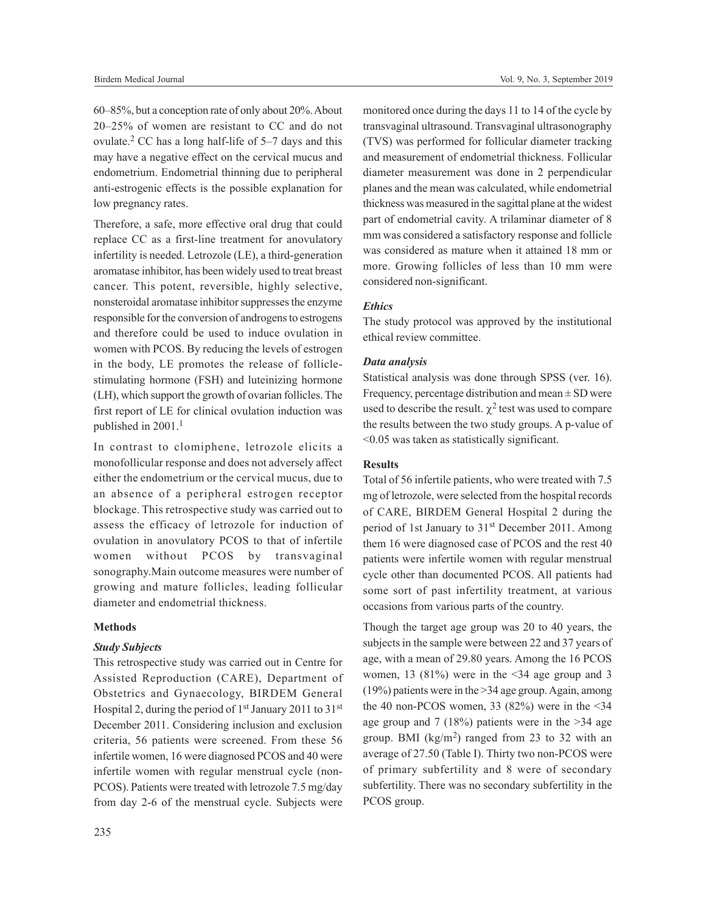60–85%, but a conception rate of only about 20%. About 20–25% of women are resistant to CC and do not ovulate.[2] CC has a long half-life of 5–7 days and this may have a negative effect on the cervical mucus and endometrium. Endometrial thinning due to peripheral anti-estrogenic effects is the possible explanation for low pregnancy rates.

Therefore, a safe, more effective oral drug that could replace CC as a first-line treatment for anovulatory infertility is needed. Letrozole (LE), a third-generation aromatase inhibitor, has been widely used to treat breast cancer. This potent, reversible, highly selective, nonsteroidal aromatase inhibitor suppresses the enzyme responsible for the conversion of androgens to estrogens and therefore could be used to induce ovulation in women with PCOS. By reducing the levels of estrogen in the body, LE promotes the release of follicle-stimulating hormone (FSH) and luteinizing hormone (LH), which support the growth of ovarian follicles. The first report of LE for clinical ovulation induction was published in 2001.[1]

In contrast to clomiphene, letrozole elicits a monofollicular response and does not adversely affect either the endometrium or the cervical mucus, due to an absence of a peripheral estrogen receptor blockage. This retrospective study was carried out to assess the efficacy of letrozole for induction of ovulation in anovulatory PCOS to that of infertile women without PCOS by transvaginal sonography.Main outcome measures were number of growing and mature follicles, leading follicular diameter and endometrial thickness.

## Methods

### *Study Subjects*

This retrospective study was carried out in Centre for Assisted Reproduction (CARE), Department of Obstetrics and Gynaecology, BIRDEM General Hospital 2, during the period of 1st January 2011 to 31st December 2011. Considering inclusion and exclusion criteria, 56 patients were screened. From these 56 infertile women, 16 were diagnosed PCOS and 40 were infertile women with regular menstrual cycle (non-PCOS). Patients were treated with letrozole 7.5 mg/day from day 2-6 of the menstrual cycle. Subjects were monitored once during the days 11 to 14 of the cycle by transvaginal ultrasound. Transvaginal ultrasonography (TVS) was performed for follicular diameter tracking and measurement of endometrial thickness. Follicular diameter measurement was done in 2 perpendicular planes and the mean was calculated, while endometrial thickness was measured in the sagittal plane at the widest part of endometrial cavity. A trilaminar diameter of 8 mm was considered a satisfactory response and follicle was considered as mature when it attained 18 mm or more. Growing follicles of less than 10 mm were considered non-significant.

### *Ethics*

The study protocol was approved by the institutional ethical review committee.

### *Data analysis*

Statistical analysis was done through SPSS (ver. 16). Frequency, percentage distribution and mean ± SD were used to describe the result. $\chi^2$ test was used to compare the results between the two study groups. A p-value of <0.05 was taken as statistically significant.

## Results

Total of 56 infertile patients, who were treated with 7.5 mg of letrozole, were selected from the hospital records of CARE, BIRDEM General Hospital 2 during the period of 1st January to 31st December 2011. Among them 16 were diagnosed case of PCOS and the rest 40 patients were infertile women with regular menstrual cycle other than documented PCOS. All patients had some sort of past infertility treatment, at various occasions from various parts of the country.

Though the target age group was 20 to 40 years, the subjects in the sample were between 22 and 37 years of age, with a mean of 29.80 years. Among the 16 PCOS women, 13 (81%) were in the <34 age group and 3 (19%) patients were in the >34 age group. Again, among the 40 non-PCOS women, 33 (82%) were in the <34 age group and 7 (18%) patients were in the >34 age group. BMI (kg/m$^2$) ranged from 23 to 32 with an average of 27.50 (Table I). Thirty two non-PCOS were of primary subfertility and 8 were of secondary subfertility. There was no secondary subfertility in the PCOS group.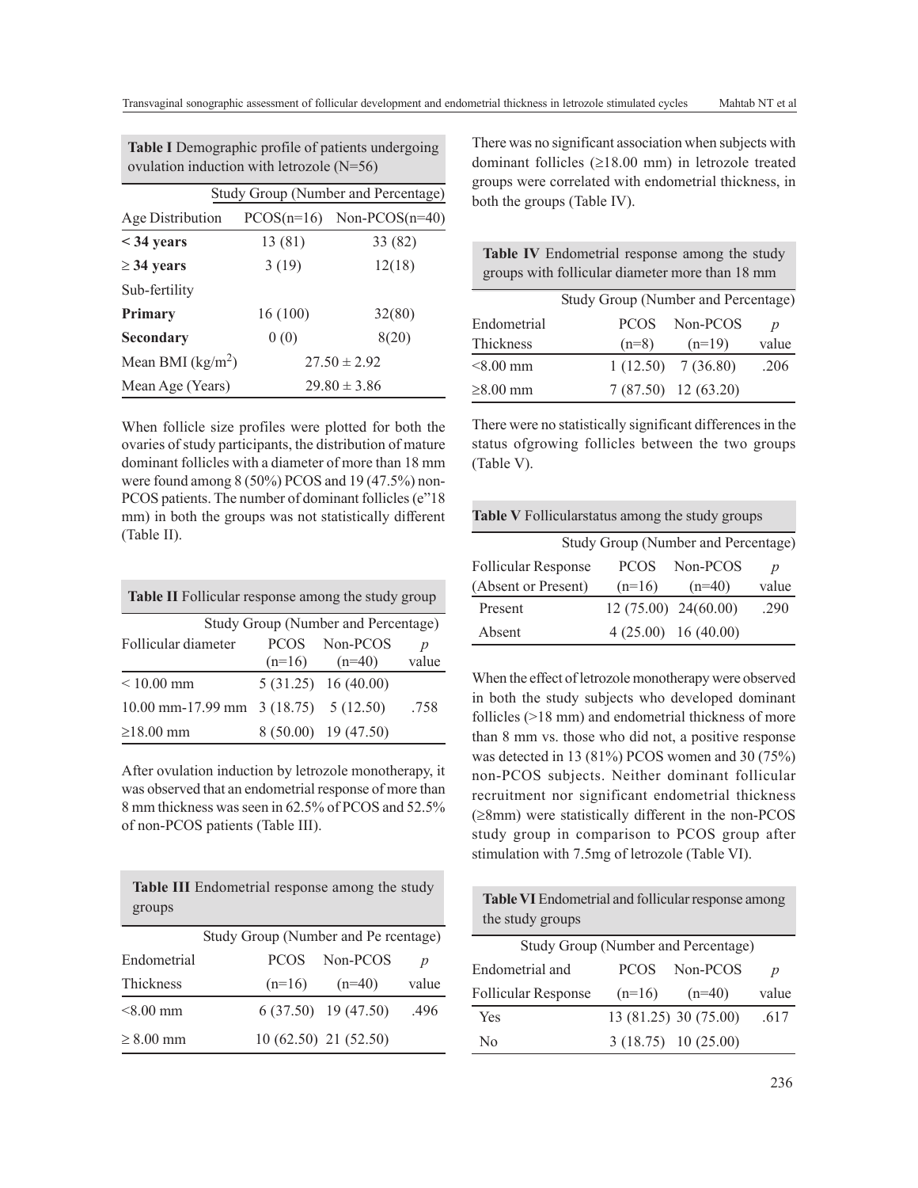**Table I** Demographic profile of patients undergoing ovulation induction with letrozole (N=56)

| | Study Group (Number and Percentage) | |
|---|---|---|
| Age Distribution | PCOS(n=16) | Non-PCOS(n=40) |
| **< 34 years** | 13 (81) | 33 (82) |
| **≥ 34 years** | 3 (19) | 12(18) |
| Sub-fertility | | |
| **Primary** | 16 (100) | 32(80) |
| **Secondary** | 0 (0) | 8(20) |
| Mean BMI (kg/m$^2$) | 27.50 ± 2.92 | |
| Mean Age (Years) | 29.80 ± 3.86 | |

When follicle size profiles were plotted for both the ovaries of study participants, the distribution of mature dominant follicles with a diameter of more than 18 mm were found among 8 (50%) PCOS and 19 (47.5%) non-PCOS patients. The number of dominant follicles (e"18 mm) in both the groups was not statistically different (Table II).

**Table II** Follicular response among the study group

| | Study Group (Number and Percentage) | | |
|---|---|---|---|
| Follicular diameter | PCOS (n=16) | Non-PCOS (n=40) | *p* value |
| < 10.00 mm | 5 (31.25) | 16 (40.00) | |
| 10.00 mm-17.99 mm | 3 (18.75) | 5 (12.50) | .758 |
| ≥18.00 mm | 8 (50.00) | 19 (47.50) | |

After ovulation induction by letrozole monotherapy, it was observed that an endometrial response of more than 8 mm thickness was seen in 62.5% of PCOS and 52.5% of non-PCOS patients (Table III).

**Table III** Endometrial response among the study groups

| | Study Group (Number and Pe rcentage) | | |
|---|---|---|---|
| Endometrial Thickness | PCOS (n=16) | Non-PCOS (n=40) | *p* value |
| <8.00 mm | 6 (37.50) | 19 (47.50) | .496 |
| ≥ 8.00 mm | 10 (62.50) | 21 (52.50) | |

There was no significant association when subjects with dominant follicles (≥18.00 mm) in letrozole treated groups were correlated with endometrial thickness, in both the groups (Table IV).

**Table IV** Endometrial response among the study groups with follicular diameter more than 18 mm

| | Study Group (Number and Percentage) | | |
|---|---|---|---|
| Endometrial Thickness | PCOS (n=8) | Non-PCOS (n=19) | *p* value |
| <8.00 mm | 1 (12.50) | 7 (36.80) | .206 |
| ≥8.00 mm | 7 (87.50) | 12 (63.20) | |

There were no statistically significant differences in the status ofgrowing follicles between the two groups (Table V).

**Table V** Follicularstatus among the study groups

| | Study Group (Number and Percentage) | | |
|---|---|---|---|
| Follicular Response (Absent or Present) | PCOS (n=16) | Non-PCOS (n=40) | *p* value |
| Present | 12 (75.00) | 24(60.00) | .290 |
| Absent | 4 (25.00) | 16 (40.00) | |

When the effect of letrozole monotherapy were observed in both the study subjects who developed dominant follicles (>18 mm) and endometrial thickness of more than 8 mm vs. those who did not, a positive response was detected in 13 (81%) PCOS women and 30 (75%) non-PCOS subjects. Neither dominant follicular recruitment nor significant endometrial thickness (≥8mm) were statistically different in the non-PCOS study group in comparison to PCOS group after stimulation with 7.5mg of letrozole (Table VI).

**Table VI** Endometrial and follicular response among the study groups

| | Study Group (Number and Percentage) | | |
|---|---|---|---|
| Endometrial and Follicular Response | PCOS (n=16) | Non-PCOS (n=40) | *p* value |
| Yes | 13 (81.25) | 30 (75.00) | .617 |
| No | 3 (18.75) | 10 (25.00) | |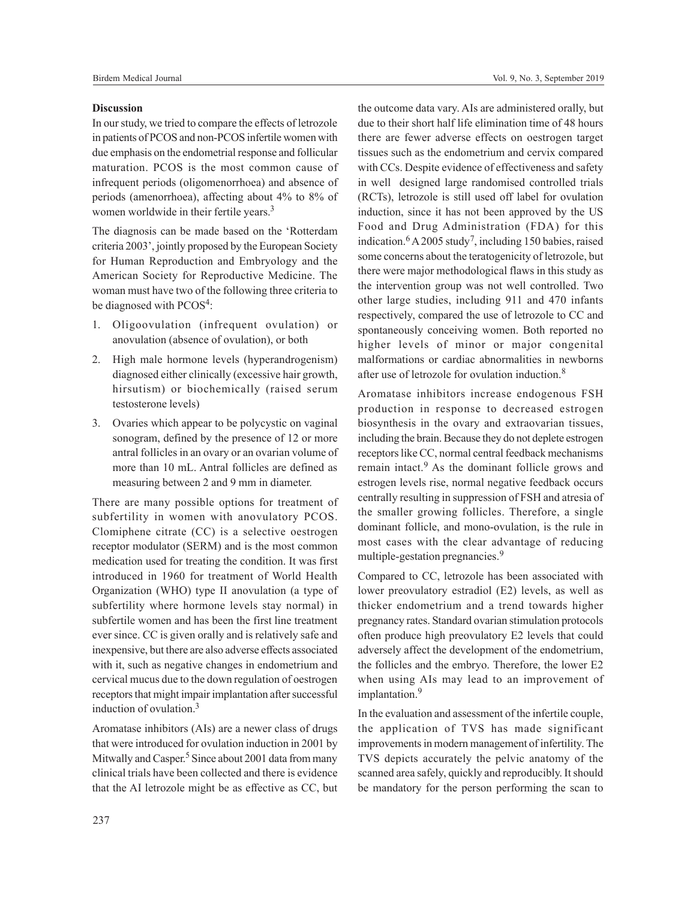### Discussion

In our study, we tried to compare the effects of letrozole in patients of PCOS and non-PCOS infertile women with due emphasis on the endometrial response and follicular maturation. PCOS is the most common cause of infrequent periods (oligomenorrhoea) and absence of periods (amenorrhoea), affecting about 4% to 8% of women worldwide in their fertile years.[3]

The diagnosis can be made based on the 'Rotterdam criteria 2003', jointly proposed by the European Society for Human Reproduction and Embryology and the American Society for Reproductive Medicine. The woman must have two of the following three criteria to be diagnosed with PCOS[4]:

1. Oligoovulation (infrequent ovulation) or anovulation (absence of ovulation), or both
2. High male hormone levels (hyperandrogenism) diagnosed either clinically (excessive hair growth, hirsutism) or biochemically (raised serum testosterone levels)
3. Ovaries which appear to be polycystic on vaginal sonogram, defined by the presence of 12 or more antral follicles in an ovary or an ovarian volume of more than 10 mL. Antral follicles are defined as measuring between 2 and 9 mm in diameter.

There are many possible options for treatment of subfertility in women with anovulatory PCOS. Clomiphene citrate (CC) is a selective oestrogen receptor modulator (SERM) and is the most common medication used for treating the condition. It was first introduced in 1960 for treatment of World Health Organization (WHO) type II anovulation (a type of subfertility where hormone levels stay normal) in subfertile women and has been the first line treatment ever since. CC is given orally and is relatively safe and inexpensive, but there are also adverse effects associated with it, such as negative changes in endometrium and cervical mucus due to the down regulation of oestrogen receptors that might impair implantation after successful induction of ovulation.[3]

Aromatase inhibitors (AIs) are a newer class of drugs that were introduced for ovulation induction in 2001 by Mitwally and Casper.[5] Since about 2001 data from many clinical trials have been collected and there is evidence that the AI letrozole might be as effective as CC, but the outcome data vary. AIs are administered orally, but due to their short half life elimination time of 48 hours there are fewer adverse effects on oestrogen target tissues such as the endometrium and cervix compared with CCs. Despite evidence of effectiveness and safety in well designed large randomised controlled trials (RCTs), letrozole is still used off label for ovulation induction, since it has not been approved by the US Food and Drug Administration (FDA) for this indication.[6] A 2005 study[7], including 150 babies, raised some concerns about the teratogenicity of letrozole, but there were major methodological flaws in this study as the intervention group was not well controlled. Two other large studies, including 911 and 470 infants respectively, compared the use of letrozole to CC and spontaneously conceiving women. Both reported no higher levels of minor or major congenital malformations or cardiac abnormalities in newborns after use of letrozole for ovulation induction.[8]

Aromatase inhibitors increase endogenous FSH production in response to decreased estrogen biosynthesis in the ovary and extraovarian tissues, including the brain. Because they do not deplete estrogen receptors like CC, normal central feedback mechanisms remain intact.[9] As the dominant follicle grows and estrogen levels rise, normal negative feedback occurs centrally resulting in suppression of FSH and atresia of the smaller growing follicles. Therefore, a single dominant follicle, and mono-ovulation, is the rule in most cases with the clear advantage of reducing multiple-gestation pregnancies.[9]

Compared to CC, letrozole has been associated with lower preovulatory estradiol (E2) levels, as well as thicker endometrium and a trend towards higher pregnancy rates. Standard ovarian stimulation protocols often produce high preovulatory E2 levels that could adversely affect the development of the endometrium, the follicles and the embryo. Therefore, the lower E2 when using AIs may lead to an improvement of implantation.[9]

In the evaluation and assessment of the infertile couple, the application of TVS has made significant improvements in modern management of infertility. The TVS depicts accurately the pelvic anatomy of the scanned area safely, quickly and reproducibly. It should be mandatory for the person performing the scan to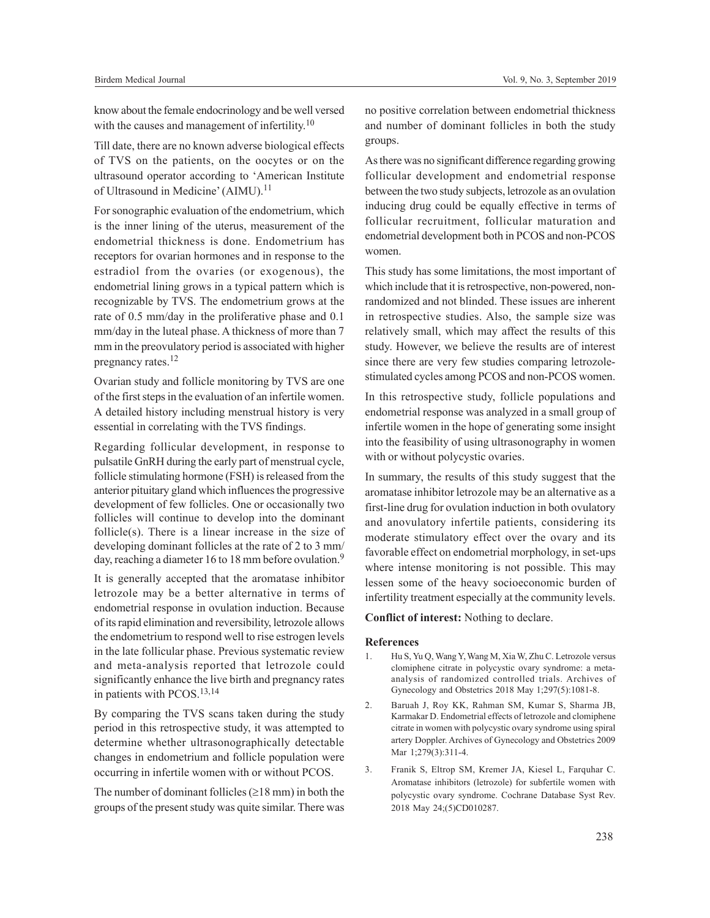know about the female endocrinology and be well versed with the causes and management of infertility.[10]

Till date, there are no known adverse biological effects of TVS on the patients, on the oocytes or on the ultrasound operator according to 'American Institute of Ultrasound in Medicine' (AIMU).[11]

For sonographic evaluation of the endometrium, which is the inner lining of the uterus, measurement of the endometrial thickness is done. Endometrium has receptors for ovarian hormones and in response to the estradiol from the ovaries (or exogenous), the endometrial lining grows in a typical pattern which is recognizable by TVS. The endometrium grows at the rate of 0.5 mm/day in the proliferative phase and 0.1 mm/day in the luteal phase. A thickness of more than 7 mm in the preovulatory period is associated with higher pregnancy rates.[12]

Ovarian study and follicle monitoring by TVS are one of the first steps in the evaluation of an infertile women. A detailed history including menstrual history is very essential in correlating with the TVS findings.

Regarding follicular development, in response to pulsatile GnRH during the early part of menstrual cycle, follicle stimulating hormone (FSH) is released from the anterior pituitary gland which influences the progressive development of few follicles. One or occasionally two follicles will continue to develop into the dominant follicle(s). There is a linear increase in the size of developing dominant follicles at the rate of 2 to 3 mm/day, reaching a diameter 16 to 18 mm before ovulation.[9]

It is generally accepted that the aromatase inhibitor letrozole may be a better alternative in terms of endometrial response in ovulation induction. Because of its rapid elimination and reversibility, letrozole allows the endometrium to respond well to rise estrogen levels in the late follicular phase. Previous systematic review and meta-analysis reported that letrozole could significantly enhance the live birth and pregnancy rates in patients with PCOS.[13,14]

By comparing the TVS scans taken during the study period in this retrospective study, it was attempted to determine whether ultrasonographically detectable changes in endometrium and follicle population were occurring in infertile women with or without PCOS.

The number of dominant follicles (≥18 mm) in both the groups of the present study was quite similar. There was no positive correlation between endometrial thickness and number of dominant follicles in both the study groups.

As there was no significant difference regarding growing follicular development and endometrial response between the two study subjects, letrozole as an ovulation inducing drug could be equally effective in terms of follicular recruitment, follicular maturation and endometrial development both in PCOS and non-PCOS women.

This study has some limitations, the most important of which include that it is retrospective, non-powered, non-randomized and not blinded. These issues are inherent in retrospective studies. Also, the sample size was relatively small, which may affect the results of this study. However, we believe the results are of interest since there are very few studies comparing letrozole-stimulated cycles among PCOS and non-PCOS women.

In this retrospective study, follicle populations and endometrial response was analyzed in a small group of infertile women in the hope of generating some insight into the feasibility of using ultrasonography in women with or without polycystic ovaries.

In summary, the results of this study suggest that the aromatase inhibitor letrozole may be an alternative as a first-line drug for ovulation induction in both ovulatory and anovulatory infertile patients, considering its moderate stimulatory effect over the ovary and its favorable effect on endometrial morphology, in set-ups where intense monitoring is not possible. This may lessen some of the heavy socioeconomic burden of infertility treatment especially at the community levels.

**Conflict of interest:** Nothing to declare.

## References

1. Hu S, Yu Q, Wang Y, Wang M, Xia W, Zhu C. Letrozole versus clomiphene citrate in polycystic ovary syndrome: a meta-analysis of randomized controlled trials. Archives of Gynecology and Obstetrics 2018 May 1;297(5):1081-8.
2. Baruah J, Roy KK, Rahman SM, Kumar S, Sharma JB, Karmakar D. Endometrial effects of letrozole and clomiphene citrate in women with polycystic ovary syndrome using spiral artery Doppler. Archives of Gynecology and Obstetrics 2009 Mar 1;279(3):311-4.
3. Franik S, Eltrop SM, Kremer JA, Kiesel L, Farquhar C. Aromatase inhibitors (letrozole) for subfertile women with polycystic ovary syndrome. Cochrane Database Syst Rev. 2018 May 24;(5)CD010287.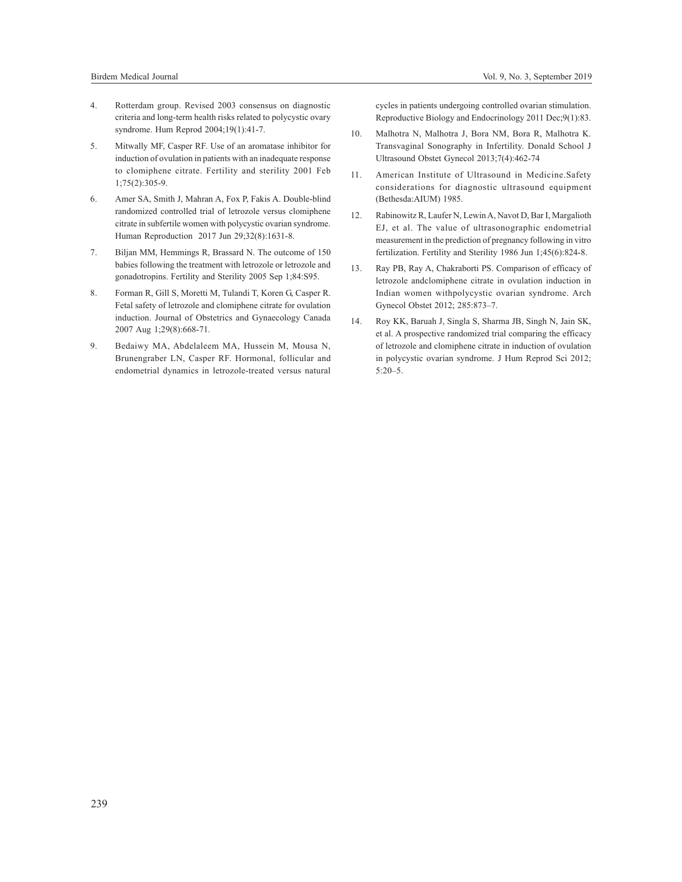4. Rotterdam group. Revised 2003 consensus on diagnostic criteria and long-term health risks related to polycystic ovary syndrome. Hum Reprod 2004;19(1):41-7.
5. Mitwally MF, Casper RF. Use of an aromatase inhibitor for induction of ovulation in patients with an inadequate response to clomiphene citrate. Fertility and sterility 2001 Feb 1;75(2):305-9.
6. Amer SA, Smith J, Mahran A, Fox P, Fakis A. Double-blind randomized controlled trial of letrozole versus clomiphene citrate in subfertile women with polycystic ovarian syndrome. Human Reproduction 2017 Jun 29;32(8):1631-8.
7. Biljan MM, Hemmings R, Brassard N. The outcome of 150 babies following the treatment with letrozole or letrozole and gonadotropins. Fertility and Sterility 2005 Sep 1;84:S95.
8. Forman R, Gill S, Moretti M, Tulandi T, Koren G, Casper R. Fetal safety of letrozole and clomiphene citrate for ovulation induction. Journal of Obstetrics and Gynaecology Canada 2007 Aug 1;29(8):668-71.
9. Bedaiwy MA, Abdelaleem MA, Hussein M, Mousa N, Brunengraber LN, Casper RF. Hormonal, follicular and endometrial dynamics in letrozole-treated versus natural cycles in patients undergoing controlled ovarian stimulation. Reproductive Biology and Endocrinology 2011 Dec;9(1):83.
10. Malhotra N, Malhotra J, Bora NM, Bora R, Malhotra K. Transvaginal Sonography in Infertility. Donald School J Ultrasound Obstet Gynecol 2013;7(4):462-74
11. American Institute of Ultrasound in Medicine.Safety considerations for diagnostic ultrasound equipment (Bethesda:AIUM) 1985.
12. Rabinowitz R, Laufer N, Lewin A, Navot D, Bar I, Margalioth EJ, et al. The value of ultrasonographic endometrial measurement in the prediction of pregnancy following in vitro fertilization. Fertility and Sterility 1986 Jun 1;45(6):824-8.
13. Ray PB, Ray A, Chakraborti PS. Comparison of efficacy of letrozole andclomiphene citrate in ovulation induction in Indian women withpolycystic ovarian syndrome. Arch Gynecol Obstet 2012; 285:873–7.
14. Roy KK, Baruah J, Singla S, Sharma JB, Singh N, Jain SK, et al. A prospective randomized trial comparing the efficacy of letrozole and clomiphene citrate in induction of ovulation in polycystic ovarian syndrome. J Hum Reprod Sci 2012; 5:20–5.